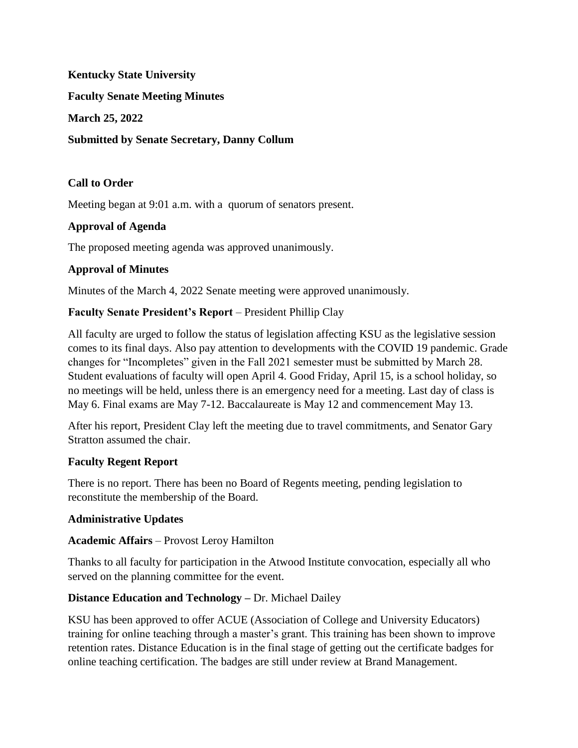**Kentucky State University**

**Faculty Senate Meeting Minutes**

**March 25, 2022**

**Submitted by Senate Secretary, Danny Collum**

### Call to Order

Meeting began at 9:01 a.m. with a quorum of senators present.

### Approval of Agenda

The proposed meeting agenda was approved unanimously.

### Approval of Minutes

Minutes of the March 4, 2022 Senate meeting were approved unanimously.

### Faculty Senate President's Report – President Phillip Clay

All faculty are urged to follow the status of legislation affecting KSU as the legislative session comes to its final days. Also pay attention to developments with the COVID 19 pandemic. Grade changes for "Incompletes" given in the Fall 2021 semester must be submitted by March 28. Student evaluations of faculty will open April 4. Good Friday, April 15, is a school holiday, so no meetings will be held, unless there is an emergency need for a meeting. Last day of class is May 6. Final exams are May 7-12. Baccalaureate is May 12 and commencement May 13.

After his report, President Clay left the meeting due to travel commitments, and Senator Gary Stratton assumed the chair.

### Faculty Regent Report

There is no report. There has been no Board of Regents meeting, pending legislation to reconstitute the membership of the Board.

### Administrative Updates

**Academic Affairs** – Provost Leroy Hamilton

Thanks to all faculty for participation in the Atwood Institute convocation, especially all who served on the planning committee for the event.

**Distance Education and Technology –** Dr. Michael Dailey

KSU has been approved to offer ACUE (Association of College and University Educators) training for online teaching through a master's grant. This training has been shown to improve retention rates. Distance Education is in the final stage of getting out the certificate badges for online teaching certification. The badges are still under review at Brand Management.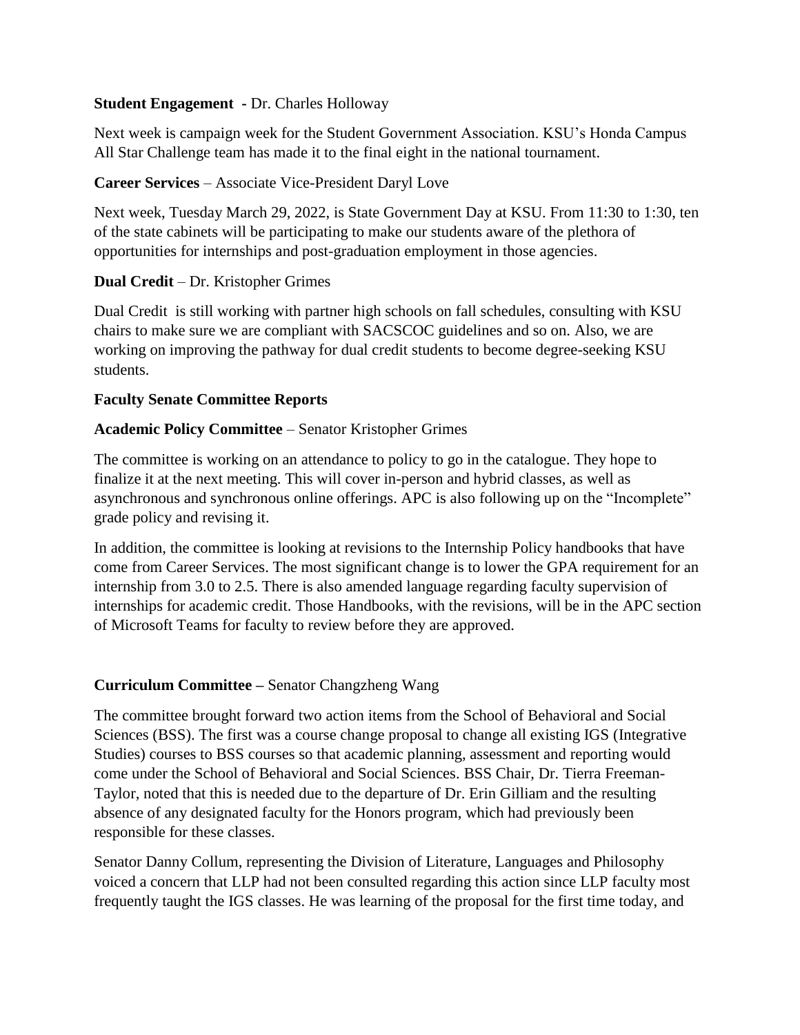**Student Engagement -** Dr. Charles Holloway

Next week is campaign week for the Student Government Association. KSU's Honda Campus All Star Challenge team has made it to the final eight in the national tournament.

**Career Services** – Associate Vice-President Daryl Love

Next week, Tuesday March 29, 2022, is State Government Day at KSU. From 11:30 to 1:30, ten of the state cabinets will be participating to make our students aware of the plethora of opportunities for internships and post-graduation employment in those agencies.

**Dual Credit** – Dr. Kristopher Grimes

Dual Credit is still working with partner high schools on fall schedules, consulting with KSU chairs to make sure we are compliant with SACSCOC guidelines and so on. Also, we are working on improving the pathway for dual credit students to become degree-seeking KSU students.

**Faculty Senate Committee Reports**

**Academic Policy Committee** – Senator Kristopher Grimes

The committee is working on an attendance to policy to go in the catalogue. They hope to finalize it at the next meeting. This will cover in-person and hybrid classes, as well as asynchronous and synchronous online offerings. APC is also following up on the "Incomplete" grade policy and revising it.

In addition, the committee is looking at revisions to the Internship Policy handbooks that have come from Career Services. The most significant change is to lower the GPA requirement for an internship from 3.0 to 2.5. There is also amended language regarding faculty supervision of internships for academic credit. Those Handbooks, with the revisions, will be in the APC section of Microsoft Teams for faculty to review before they are approved.

**Curriculum Committee –** Senator Changzheng Wang

The committee brought forward two action items from the School of Behavioral and Social Sciences (BSS). The first was a course change proposal to change all existing IGS (Integrative Studies) courses to BSS courses so that academic planning, assessment and reporting would come under the School of Behavioral and Social Sciences. BSS Chair, Dr. Tierra Freeman-Taylor, noted that this is needed due to the departure of Dr. Erin Gilliam and the resulting absence of any designated faculty for the Honors program, which had previously been responsible for these classes.

Senator Danny Collum, representing the Division of Literature, Languages and Philosophy voiced a concern that LLP had not been consulted regarding this action since LLP faculty most frequently taught the IGS classes. He was learning of the proposal for the first time today, and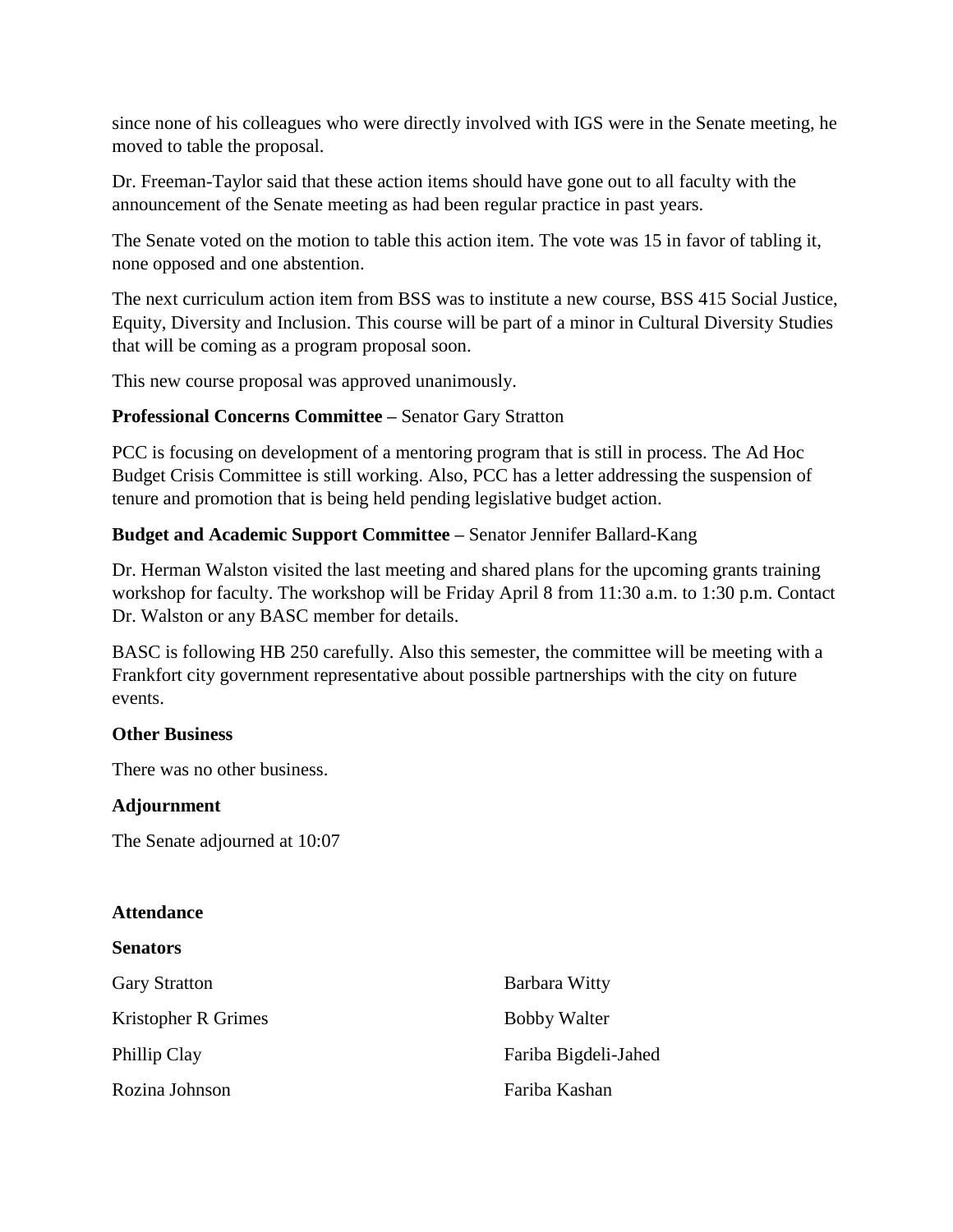since none of his colleagues who were directly involved with IGS were in the Senate meeting, he moved to table the proposal.

Dr. Freeman-Taylor said that these action items should have gone out to all faculty with the announcement of the Senate meeting as had been regular practice in past years.

The Senate voted on the motion to table this action item. The vote was 15 in favor of tabling it, none opposed and one abstention.

The next curriculum action item from BSS was to institute a new course, BSS 415 Social Justice, Equity, Diversity and Inclusion. This course will be part of a minor in Cultural Diversity Studies that will be coming as a program proposal soon.

This new course proposal was approved unanimously.

**Professional Concerns Committee –** Senator Gary Stratton

PCC is focusing on development of a mentoring program that is still in process. The Ad Hoc Budget Crisis Committee is still working. Also, PCC has a letter addressing the suspension of tenure and promotion that is being held pending legislative budget action.

**Budget and Academic Support Committee –** Senator Jennifer Ballard-Kang

Dr. Herman Walston visited the last meeting and shared plans for the upcoming grants training workshop for faculty. The workshop will be Friday April 8 from 11:30 a.m. to 1:30 p.m. Contact Dr. Walston or any BASC member for details.

BASC is following HB 250 carefully. Also this semester, the committee will be meeting with a Frankfort city government representative about possible partnerships with the city on future events.

**Other Business**

There was no other business.

**Adjournment**

The Senate adjourned at 10:07

**Attendance**

**Senators**

Gary Stratton

Kristopher R Grimes

Phillip Clay

Rozina Johnson

Barbara Witty

Bobby Walter

Fariba Bigdeli-Jahed

Fariba Kashan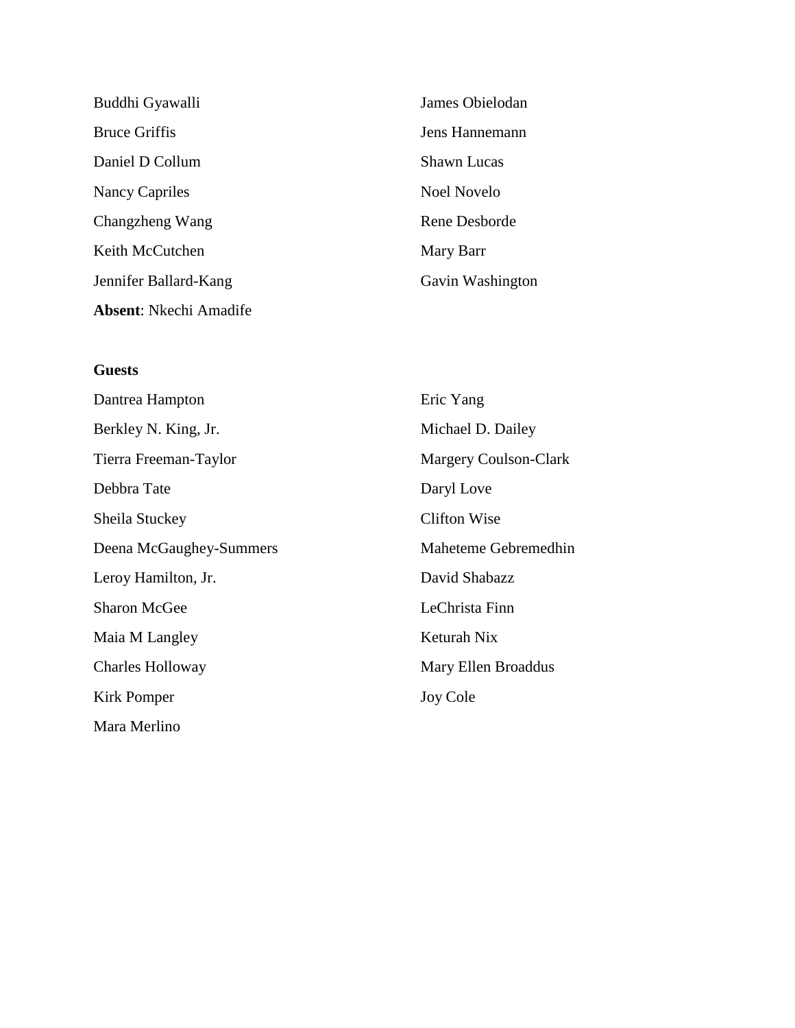Buddhi Gyawalli

Bruce Griffis

Daniel D Collum

Nancy Capriles

Changzheng Wang

Keith McCutchen

Jennifer Ballard-Kang

**Absent**: Nkechi Amadife

James Obielodan

Jens Hannemann

Shawn Lucas

Noel Novelo

Rene Desborde

Mary Barr

Gavin Washington

**Guests**

Dantrea Hampton

Berkley N. King, Jr.

Tierra Freeman-Taylor

Debbra Tate

Sheila Stuckey

Deena McGaughey-Summers

Leroy Hamilton, Jr.

Sharon McGee

Maia M Langley

Charles Holloway

Kirk Pomper

Mara Merlino

Eric Yang

Michael D. Dailey

Margery Coulson-Clark

Daryl Love

Clifton Wise

Maheteme Gebremedhin

David Shabazz

LeChrista Finn

Keturah Nix

Mary Ellen Broaddus

Joy Cole